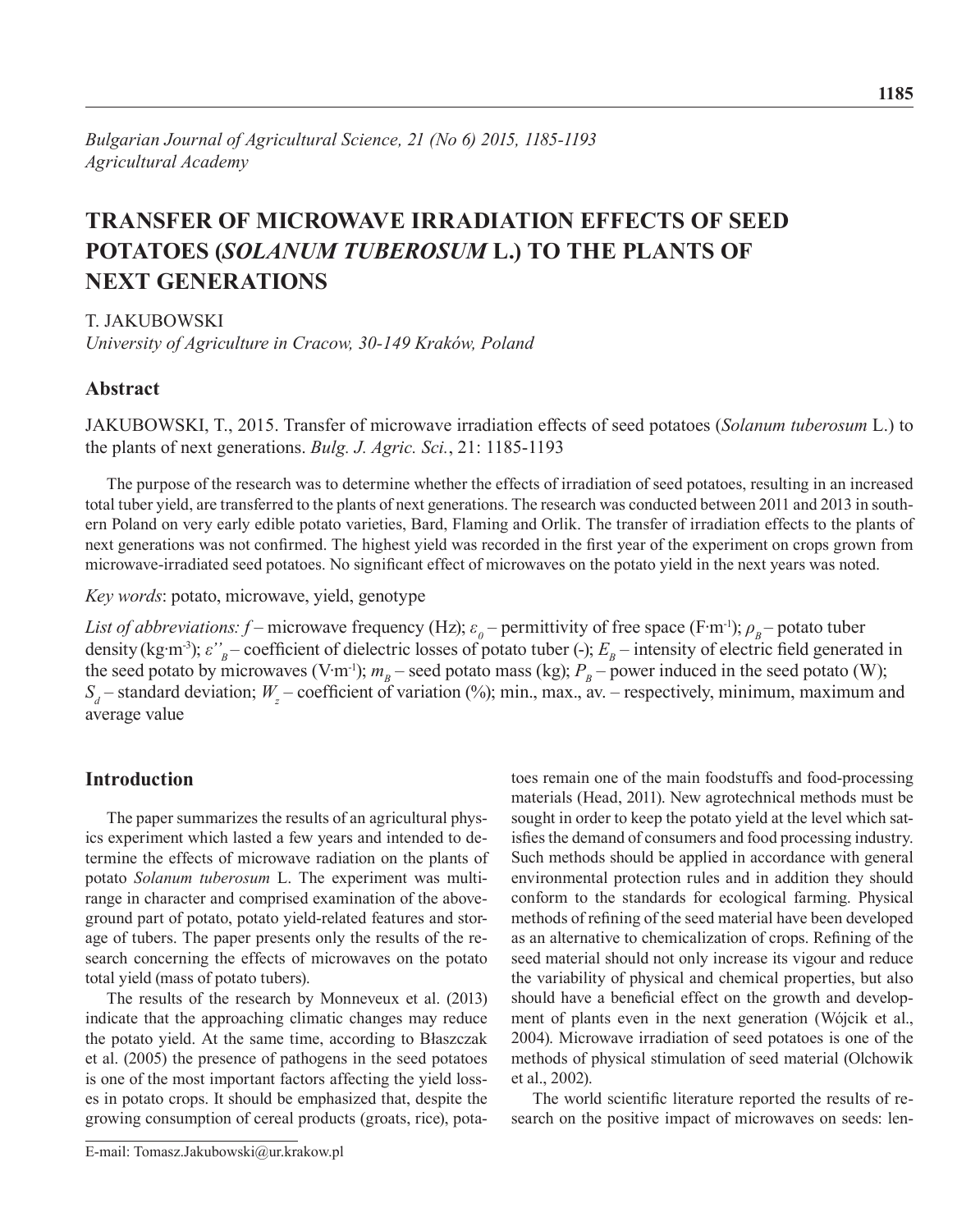*Bulgarian Journal of Agricultural Science, 21 (No 6) 2015, 1185-1193*
*Agricultural Academy*

# TRANSFER OF MICROWAVE IRRADIATION EFFECTS OF SEED POTATOES (*SOLANUM TUBEROSUM* L.) TO THE PLANTS OF NEXT GENERATIONS

T. JAKUBOWSKI
*University of Agriculture in Cracow, 30-149 Kraków, Poland*

## Abstract

JAKUBOWSKI, T., 2015. Transfer of microwave irradiation effects of seed potatoes (*Solanum tuberosum* L.) to the plants of next generations. *Bulg. J. Agric. Sci.*, 21: 1185-1193

The purpose of the research was to determine whether the effects of irradiation of seed potatoes, resulting in an increased total tuber yield, are transferred to the plants of next generations. The research was conducted between 2011 and 2013 in southern Poland on very early edible potato varieties, Bard, Flaming and Orlik. The transfer of irradiation effects to the plants of next generations was not confirmed. The highest yield was recorded in the first year of the experiment on crops grown from microwave-irradiated seed potatoes. No significant effect of microwaves on the potato yield in the next years was noted.

*Key words*: potato, microwave, yield, genotype

*List of abbreviations:* $f$ – microwave frequency (Hz); $\varepsilon_0$ – permittivity of free space ($F \cdot m^{-1}$); $\rho_B$ – potato tuber density ($kg \cdot m^{-3}$); $\varepsilon''_B$ – coefficient of dielectric losses of potato tuber (-); $E_B$ – intensity of electric field generated in the seed potato by microwaves ($V \cdot m^{-1}$); $m_B$ – seed potato mass (kg); $P_B$ – power induced in the seed potato (W); $S_d$ – standard deviation; $W_z$ – coefficient of variation (%); min., max., av. – respectively, minimum, maximum and average value

## Introduction

The paper summarizes the results of an agricultural physics experiment which lasted a few years and intended to determine the effects of microwave radiation on the plants of potato *Solanum tuberosum* L. The experiment was multi-range in character and comprised examination of the above-ground part of potato, potato yield-related features and storage of tubers. The paper presents only the results of the research concerning the effects of microwaves on the potato total yield (mass of potato tubers).

The results of the research by Monneveux et al. (2013) indicate that the approaching climatic changes may reduce the potato yield. At the same time, according to Błaszczak et al. (2005) the presence of pathogens in the seed potatoes is one of the most important factors affecting the yield losses in potato crops. It should be emphasized that, despite the growing consumption of cereal products (groats, rice), potatoes remain one of the main foodstuffs and food-processing materials (Head, 2011). New agrotechnical methods must be sought in order to keep the potato yield at the level which satisfies the demand of consumers and food processing industry. Such methods should be applied in accordance with general environmental protection rules and in addition they should conform to the standards for ecological farming. Physical methods of refining of the seed material have been developed as an alternative to chemicalization of crops. Refining of the seed material should not only increase its vigour and reduce the variability of physical and chemical properties, but also should have a beneficial effect on the growth and development of plants even in the next generation (Wójcik et al., 2004). Microwave irradiation of seed potatoes is one of the methods of physical stimulation of seed material (Olchowik et al., 2002).

The world scientific literature reported the results of research on the positive impact of microwaves on seeds: len-

E-mail: Tomasz.Jakubowski@ur.krakow.pl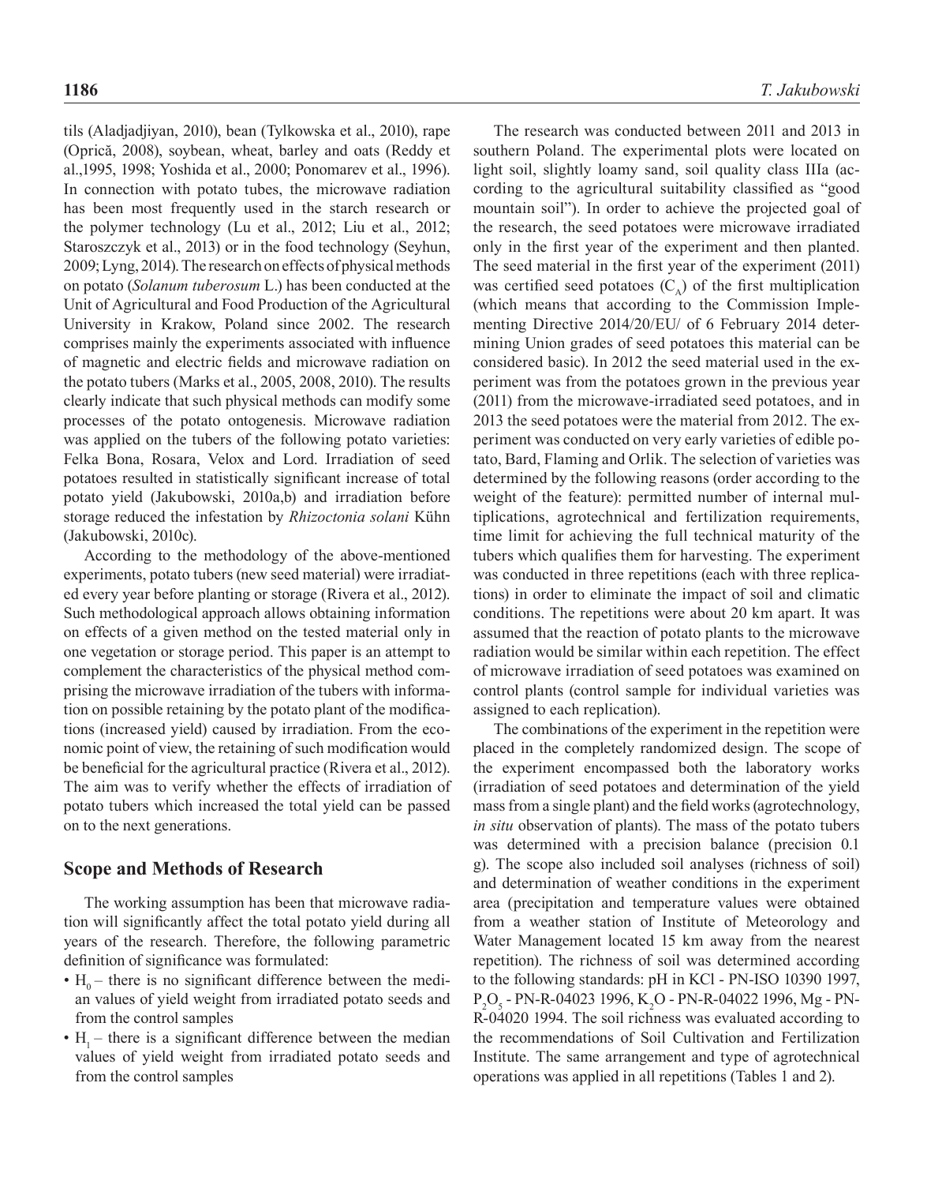tils (Aladjadjiyan, 2010), bean (Tylkowska et al., 2010), rape (Oprică, 2008), soybean, wheat, barley and oats (Reddy et al.,1995, 1998; Yoshida et al., 2000; Ponomarev et al., 1996). In connection with potato tubes, the microwave radiation has been most frequently used in the starch research or the polymer technology (Lu et al., 2012; Liu et al., 2012; Staroszczyk et al., 2013) or in the food technology (Seyhun, 2009; Lyng, 2014). The research on effects of physical methods on potato (*Solanum tuberosum* L.) has been conducted at the Unit of Agricultural and Food Production of the Agricultural University in Krakow, Poland since 2002. The research comprises mainly the experiments associated with influence of magnetic and electric fields and microwave radiation on the potato tubers (Marks et al., 2005, 2008, 2010). The results clearly indicate that such physical methods can modify some processes of the potato ontogenesis. Microwave radiation was applied on the tubers of the following potato varieties: Felka Bona, Rosara, Velox and Lord. Irradiation of seed potatoes resulted in statistically significant increase of total potato yield (Jakubowski, 2010a,b) and irradiation before storage reduced the infestation by *Rhizoctonia solani* Kühn (Jakubowski, 2010c).

According to the methodology of the above-mentioned experiments, potato tubers (new seed material) were irradiated every year before planting or storage (Rivera et al., 2012). Such methodological approach allows obtaining information on effects of a given method on the tested material only in one vegetation or storage period. This paper is an attempt to complement the characteristics of the physical method comprising the microwave irradiation of the tubers with information on possible retaining by the potato plant of the modifications (increased yield) caused by irradiation. From the economic point of view, the retaining of such modification would be beneficial for the agricultural practice (Rivera et al., 2012). The aim was to verify whether the effects of irradiation of potato tubers which increased the total yield can be passed on to the next generations.

## Scope and Methods of Research

The working assumption has been that microwave radiation will significantly affect the total potato yield during all years of the research. Therefore, the following parametric definition of significance was formulated:

- $H_0$ – there is no significant difference between the median values of yield weight from irradiated potato seeds and from the control samples
- $H_1$ – there is a significant difference between the median values of yield weight from irradiated potato seeds and from the control samples

The research was conducted between 2011 and 2013 in southern Poland. The experimental plots were located on light soil, slightly loamy sand, soil quality class IIIa (according to the agricultural suitability classified as "good mountain soil"). In order to achieve the projected goal of the research, the seed potatoes were microwave irradiated only in the first year of the experiment and then planted. The seed material in the first year of the experiment (2011) was certified seed potatoes ($C_A$) of the first multiplication (which means that according to the Commission Implementing Directive 2014/20/EU/ of 6 February 2014 determining Union grades of seed potatoes this material can be considered basic). In 2012 the seed material used in the experiment was from the potatoes grown in the previous year (2011) from the microwave-irradiated seed potatoes, and in 2013 the seed potatoes were the material from 2012. The experiment was conducted on very early varieties of edible potato, Bard, Flaming and Orlik. The selection of varieties was determined by the following reasons (order according to the weight of the feature): permitted number of internal multiplications, agrotechnical and fertilization requirements, time limit for achieving the full technical maturity of the tubers which qualifies them for harvesting. The experiment was conducted in three repetitions (each with three replications) in order to eliminate the impact of soil and climatic conditions. The repetitions were about 20 km apart. It was assumed that the reaction of potato plants to the microwave radiation would be similar within each repetition. The effect of microwave irradiation of seed potatoes was examined on control plants (control sample for individual varieties was assigned to each replication).

The combinations of the experiment in the repetition were placed in the completely randomized design. The scope of the experiment encompassed both the laboratory works (irradiation of seed potatoes and determination of the yield mass from a single plant) and the field works (agrotechnology, *in situ* observation of plants). The mass of the potato tubers was determined with a precision balance (precision 0.1 g). The scope also included soil analyses (richness of soil) and determination of weather conditions in the experiment area (precipitation and temperature values were obtained from a weather station of Institute of Meteorology and Water Management located 15 km away from the nearest repetition). The richness of soil was determined according to the following standards: pH in KCl - PN-ISO 10390 1997, $P_2O_5$ - PN-R-04023 1996, $K_2O$ - PN-R-04022 1996, Mg - PN-R-04020 1994. The soil richness was evaluated according to the recommendations of Soil Cultivation and Fertilization Institute. The same arrangement and type of agrotechnical operations was applied in all repetitions (Tables 1 and 2).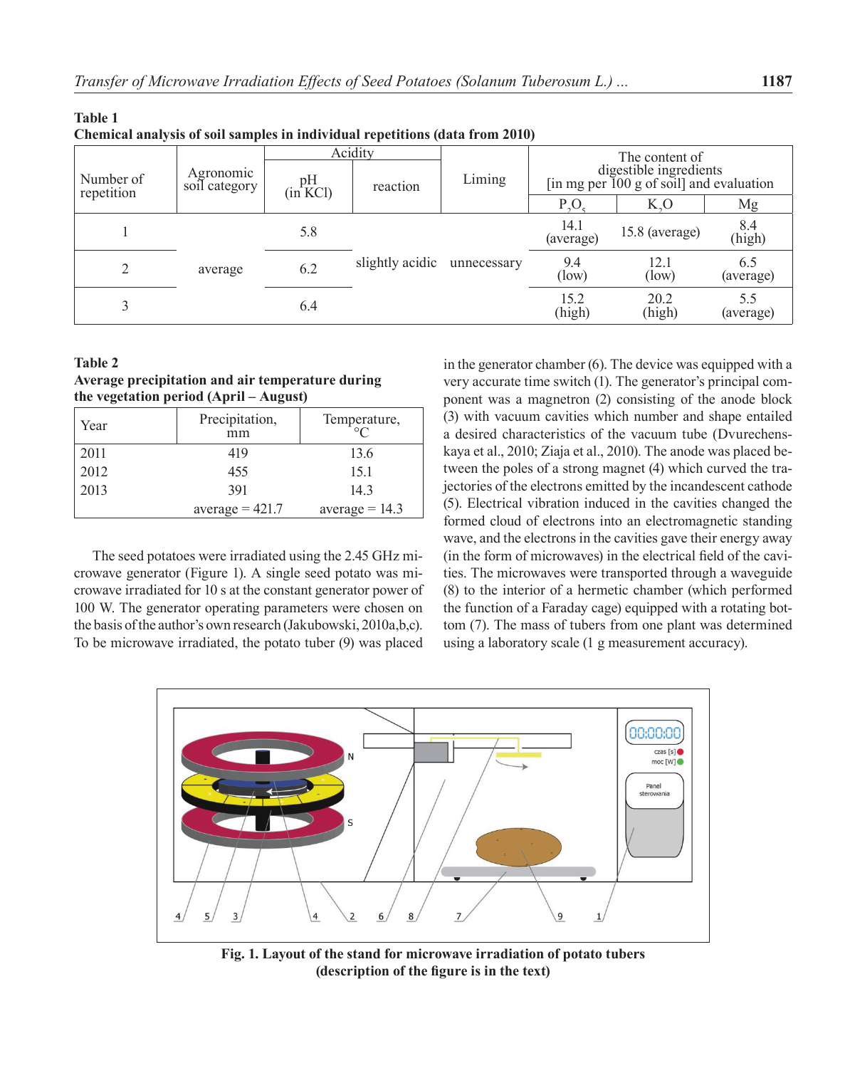**Table 1**
**Chemical analysis of soil samples in individual repetitions (data from 2010)**

| Number of repetition | Agronomic soil category | Acidity | | Liming | The content of digestible ingredients [in mg per 100 g of soil] and evaluation | | |
|---|---|---|---|---|---|---|---|
| | | pH (in KCl) | reaction | | $P_2O_5$ | $K_2O$ | Mg |
| 1 | average | 5.8 | slightly acidic | unnecessary | 14.1 (average) | 15.8 (average) | 8.4 (high) |
| 2 | | 6.2 | | | 9.4 (low) | 12.1 (low) | 6.5 (average) |
| 3 | | 6.4 | | | 15.2 (high) | 20.2 (high) | 5.5 (average) |

**Table 2**
**Average precipitation and air temperature during the vegetation period (April – August)**

| Year | Precipitation, mm | Temperature, °C |
|---|---|---|
| 2011 | 419 | 13.6 |
| 2012 | 455 | 15.1 |
| 2013 | 391 | 14.3 |
| | average = 421.7 | average = 14.3 |

The seed potatoes were irradiated using the 2.45 GHz microwave generator (Figure 1). A single seed potato was microwave irradiated for 10 s at the constant generator power of 100 W. The generator operating parameters were chosen on the basis of the author's own research (Jakubowski, 2010a,b,c). To be microwave irradiated, the potato tuber (9) was placed in the generator chamber (6). The device was equipped with a very accurate time switch (1). The generator's principal component was a magnetron (2) consisting of the anode block (3) with vacuum cavities which number and shape entailed a desired characteristics of the vacuum tube (Dvurechenskaya et al., 2010; Ziaja et al., 2010). The anode was placed between the poles of a strong magnet (4) which curved the trajectories of the electrons emitted by the incandescent cathode (5). Electrical vibration induced in the cavities changed the formed cloud of electrons into an electromagnetic standing wave, and the electrons in the cavities gave their energy away (in the form of microwaves) in the electrical field of the cavities. The microwaves were transported through a waveguide (8) to the interior of a hermetic chamber (which performed the function of a Faraday cage) equipped with a rotating bottom (7). The mass of tubers from one plant was determined using a laboratory scale (1 g measurement accuracy).

**Fig. 1. Layout of the stand for microwave irradiation of potato tubers (description of the figure is in the text)**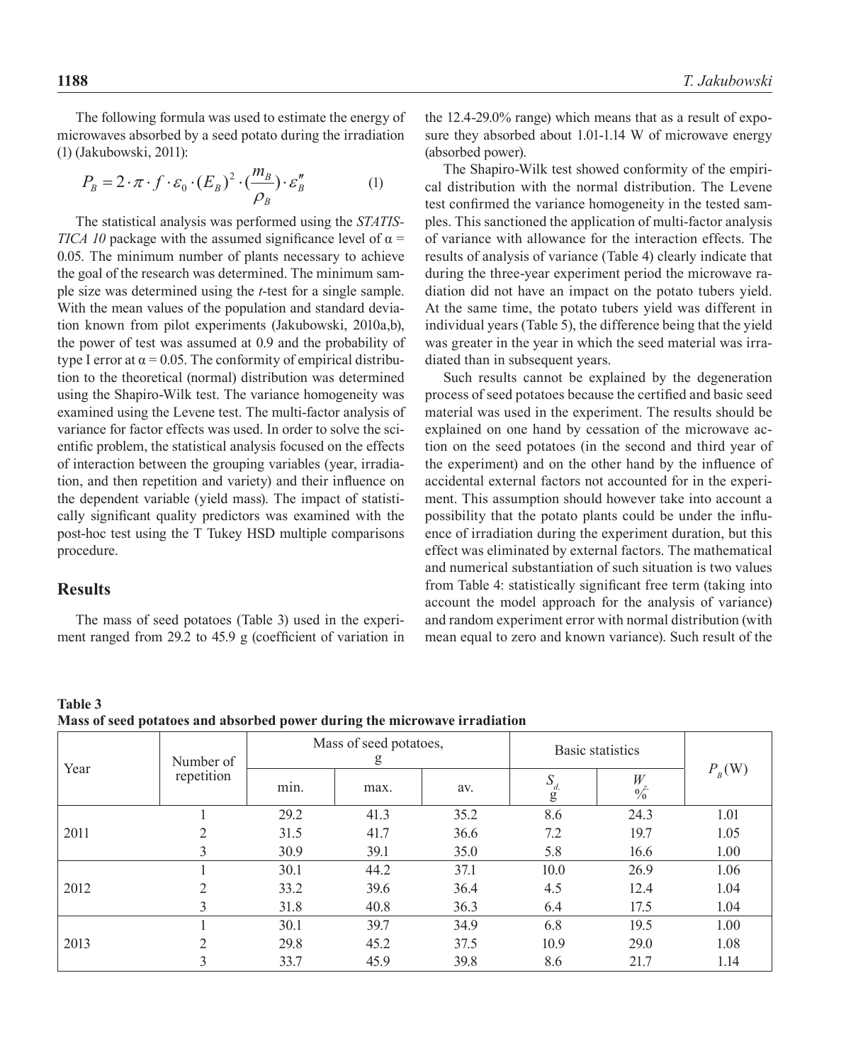The following formula was used to estimate the energy of microwaves absorbed by a seed potato during the irradiation (1) (Jakubowski, 2011):

$$P_B = 2 \cdot \pi \cdot f \cdot \varepsilon_0 \cdot (E_B)^2 \cdot (\frac{m_B}{\rho_B}) \cdot \varepsilon''_B \quad (1)$$

The statistical analysis was performed using the *STATISTICA 10* package with the assumed significance level of $\alpha = 0.05$. The minimum number of plants necessary to achieve the goal of the research was determined. The minimum sample size was determined using the *t*-test for a single sample. With the mean values of the population and standard deviation known from pilot experiments (Jakubowski, 2010a,b), the power of test was assumed at 0.9 and the probability of type I error at $\alpha = 0.05$. The conformity of empirical distribution to the theoretical (normal) distribution was determined using the Shapiro-Wilk test. The variance homogeneity was examined using the Levene test. The multi-factor analysis of variance for factor effects was used. In order to solve the scientific problem, the statistical analysis focused on the effects of interaction between the grouping variables (year, irradiation, and then repetition and variety) and their influence on the dependent variable (yield mass). The impact of statistically significant quality predictors was examined with the post-hoc test using the T Tukey HSD multiple comparisons procedure.

## Results

The mass of seed potatoes (Table 3) used in the experiment ranged from 29.2 to 45.9 g (coefficient of variation in the 12.4-29.0% range) which means that as a result of exposure they absorbed about 1.01-1.14 W of microwave energy (absorbed power).

The Shapiro-Wilk test showed conformity of the empirical distribution with the normal distribution. The Levene test confirmed the variance homogeneity in the tested samples. This sanctioned the application of multi-factor analysis of variance with allowance for the interaction effects. The results of analysis of variance (Table 4) clearly indicate that during the three-year experiment period the microwave radiation did not have an impact on the potato tubers yield. At the same time, the potato tubers yield was different in individual years (Table 5), the difference being that the yield was greater in the year in which the seed material was irradiated than in subsequent years.

Such results cannot be explained by the degeneration process of seed potatoes because the certified and basic seed material was used in the experiment. The results should be explained on one hand by cessation of the microwave action on the seed potatoes (in the second and third year of the experiment) and on the other hand by the influence of accidental external factors not accounted for in the experiment. This assumption should however take into account a possibility that the potato plants could be under the influence of irradiation during the experiment duration, but this effect was eliminated by external factors. The mathematical and numerical substantiation of such situation is two values from Table 4: statistically significant free term (taking into account the model approach for the analysis of variance) and random experiment error with normal distribution (with mean equal to zero and known variance). Such result of the

**Table 3**
**Mass of seed potatoes and absorbed power during the microwave irradiation**

| Year | Number of repetition | Mass of seed potatoes, g | | | Basic statistics | | $P_B$ (W) |
|---|---|---|---|---|---|---|---|
| | | min. | max. | av. | $S_d$, g | $W_z$, % | |
| 2011 | 1 | 29.2 | 41.3 | 35.2 | 8.6 | 24.3 | 1.01 |
| | 2 | 31.5 | 41.7 | 36.6 | 7.2 | 19.7 | 1.05 |
| | 3 | 30.9 | 39.1 | 35.0 | 5.8 | 16.6 | 1.00 |
| 2012 | 1 | 30.1 | 44.2 | 37.1 | 10.0 | 26.9 | 1.06 |
| | 2 | 33.2 | 39.6 | 36.4 | 4.5 | 12.4 | 1.04 |
| | 3 | 31.8 | 40.8 | 36.3 | 6.4 | 17.5 | 1.04 |
| 2013 | 1 | 30.1 | 39.7 | 34.9 | 6.8 | 19.5 | 1.00 |
| | 2 | 29.8 | 45.2 | 37.5 | 10.9 | 29.0 | 1.08 |
| | 3 | 33.7 | 45.9 | 39.8 | 8.6 | 21.7 | 1.14 |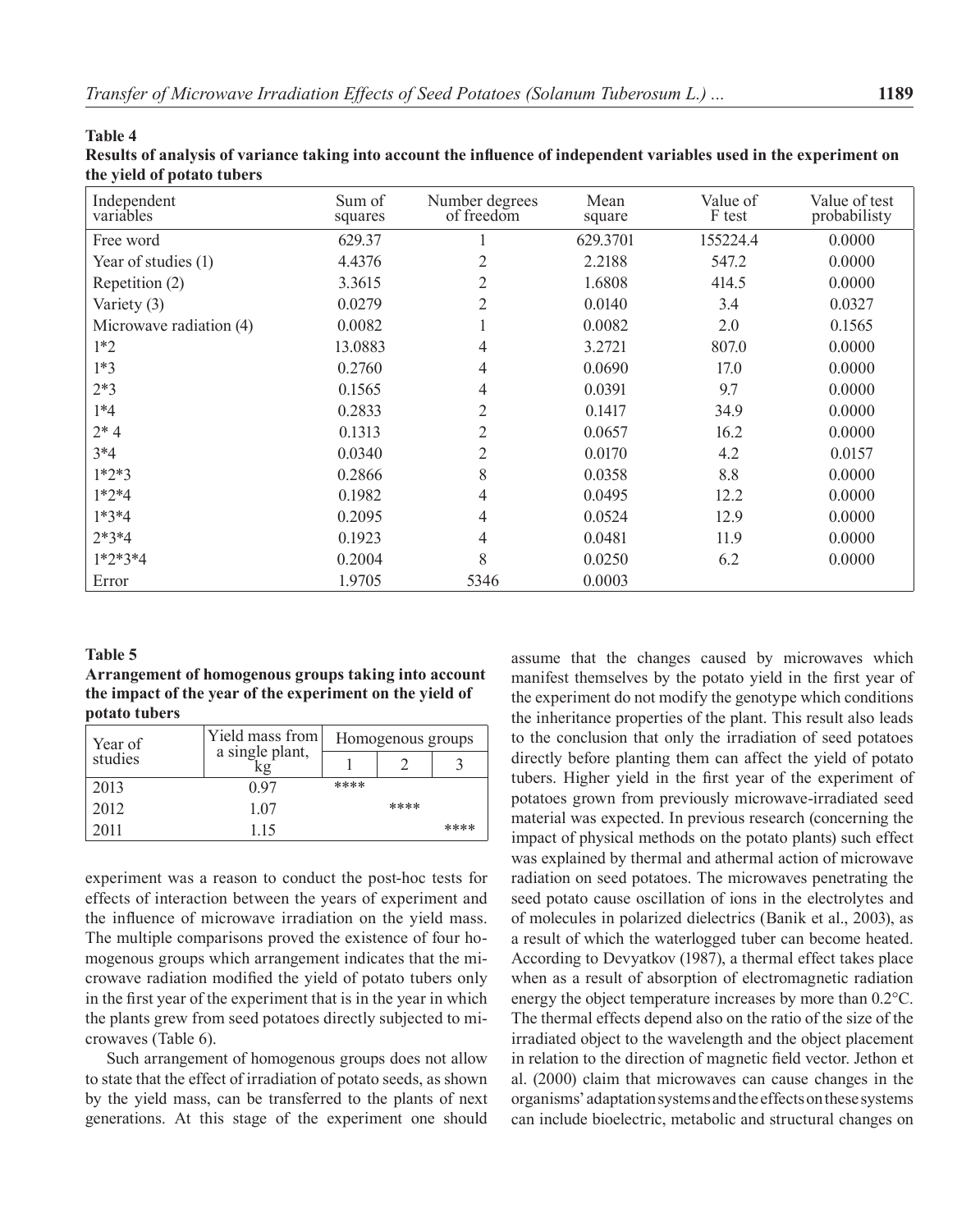**Table 4**

**Results of analysis of variance taking into account the influence of independent variables used in the experiment on the yield of potato tubers**

| Independent variables | Sum of squares | Number degrees of freedom | Mean square | Value of F test | Value of test probabilisty |
|---|---|---|---|---|---|
| Free word | 629.37 | 1 | 629.3701 | 155224.4 | 0.0000 |
| Year of studies (1) | 4.4376 | 2 | 2.2188 | 547.2 | 0.0000 |
| Repetition (2) | 3.3615 | 2 | 1.6808 | 414.5 | 0.0000 |
| Variety (3) | 0.0279 | 2 | 0.0140 | 3.4 | 0.0327 |
| Microwave radiation (4) | 0.0082 | 1 | 0.0082 | 2.0 | 0.1565 |
| 1*2 | 13.0883 | 4 | 3.2721 | 807.0 | 0.0000 |
| 1*3 | 0.2760 | 4 | 0.0690 | 17.0 | 0.0000 |
| 2*3 | 0.1565 | 4 | 0.0391 | 9.7 | 0.0000 |
| 1*4 | 0.2833 | 2 | 0.1417 | 34.9 | 0.0000 |
| 2* 4 | 0.1313 | 2 | 0.0657 | 16.2 | 0.0000 |
| 3*4 | 0.0340 | 2 | 0.0170 | 4.2 | 0.0157 |
| 1*2*3 | 0.2866 | 8 | 0.0358 | 8.8 | 0.0000 |
| 1*2*4 | 0.1982 | 4 | 0.0495 | 12.2 | 0.0000 |
| 1*3*4 | 0.2095 | 4 | 0.0524 | 12.9 | 0.0000 |
| 2*3*4 | 0.1923 | 4 | 0.0481 | 11.9 | 0.0000 |
| 1*2*3*4 | 0.2004 | 8 | 0.0250 | 6.2 | 0.0000 |
| Error | 1.9705 | 5346 | 0.0003 | | |

**Table 5**

**Arrangement of homogenous groups taking into account the impact of the year of the experiment on the yield of potato tubers**

| Year of studies | Yield mass from a single plant, kg | Homogenous groups | | |
|---|---|---|---|---|
| | | 1 | 2 | 3 |
| 2013 | 0.97 | **** | | |
| 2012 | 1.07 | | **** | |
| 2011 | 1.15 | | | **** |

experiment was a reason to conduct the post-hoc tests for effects of interaction between the years of experiment and the influence of microwave irradiation on the yield mass. The multiple comparisons proved the existence of four homogenous groups which arrangement indicates that the microwave radiation modified the yield of potato tubers only in the first year of the experiment that is in the year in which the plants grew from seed potatoes directly subjected to microwaves (Table 6).

Such arrangement of homogenous groups does not allow to state that the effect of irradiation of potato seeds, as shown by the yield mass, can be transferred to the plants of next generations. At this stage of the experiment one should assume that the changes caused by microwaves which manifest themselves by the potato yield in the first year of the experiment do not modify the genotype which conditions the inheritance properties of the plant. This result also leads to the conclusion that only the irradiation of seed potatoes directly before planting them can affect the yield of potato tubers. Higher yield in the first year of the experiment of potatoes grown from previously microwave-irradiated seed material was expected. In previous research (concerning the impact of physical methods on the potato plants) such effect was explained by thermal and athermal action of microwave radiation on seed potatoes. The microwaves penetrating the seed potato cause oscillation of ions in the electrolytes and of molecules in polarized dielectrics (Banik et al., 2003), as a result of which the waterlogged tuber can become heated. According to Devyatkov (1987), a thermal effect takes place when as a result of absorption of electromagnetic radiation energy the object temperature increases by more than 0.2°C. The thermal effects depend also on the ratio of the size of the irradiated object to the wavelength and the object placement in relation to the direction of magnetic field vector. Jethon et al. (2000) claim that microwaves can cause changes in the organisms' adaptation systems and the effects on these systems can include bioelectric, metabolic and structural changes on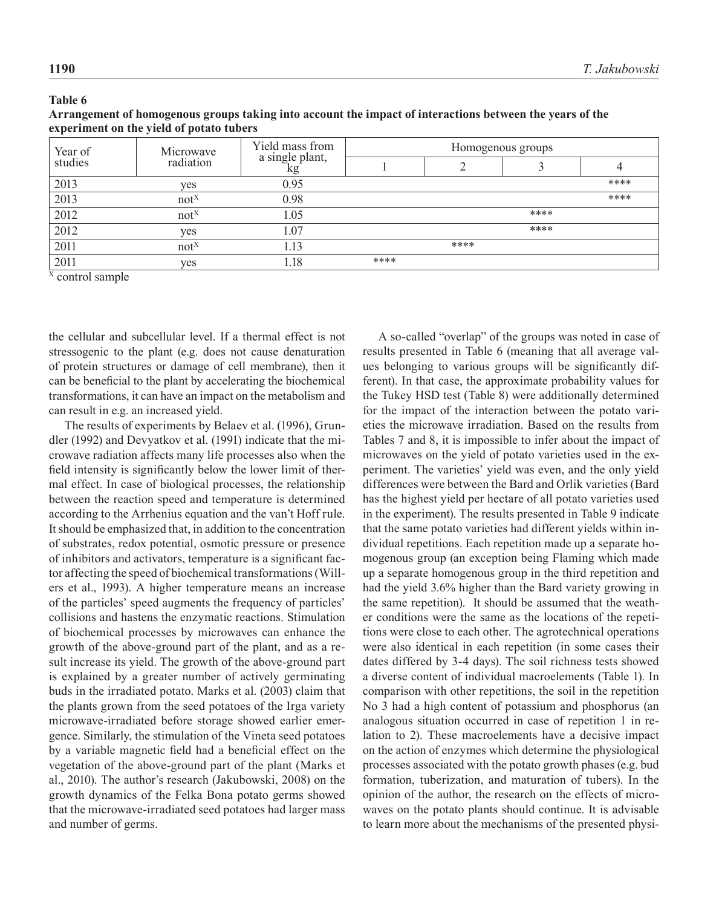**Table 6**

**Arrangement of homogenous groups taking into account the impact of interactions between the years of the experiment on the yield of potato tubers**

| Year of studies | Microwave radiation | Yield mass from a single plant, kg | Homogenous groups | | | |
|---|---|---|---|---|---|---|
| | | | 1 | 2 | 3 | 4 |
| 2013 | yes | 0.95 | | | | **** |
| 2013 | not$^{X}$ | 0.98 | | | | **** |
| 2012 | not$^{X}$ | 1.05 | | | **** | |
| 2012 | yes | 1.07 | | | **** | |
| 2011 | not$^{X}$ | 1.13 | | **** | | |
| 2011 | yes | 1.18 | **** | | | |

$^{X}$ control sample

the cellular and subcellular level. If a thermal effect is not stressogenic to the plant (e.g. does not cause denaturation of protein structures or damage of cell membrane), then it can be beneficial to the plant by accelerating the biochemical transformations, it can have an impact on the metabolism and can result in e.g. an increased yield.

The results of experiments by Belaev et al. (1996), Grundler (1992) and Devyatkov et al. (1991) indicate that the microwave radiation affects many life processes also when the field intensity is significantly below the lower limit of thermal effect. In case of biological processes, the relationship between the reaction speed and temperature is determined according to the Arrhenius equation and the van't Hoff rule. It should be emphasized that, in addition to the concentration of substrates, redox potential, osmotic pressure or presence of inhibitors and activators, temperature is a significant factor affecting the speed of biochemical transformations (Willers et al., 1993). A higher temperature means an increase of the particles' speed augments the frequency of particles' collisions and hastens the enzymatic reactions. Stimulation of biochemical processes by microwaves can enhance the growth of the above-ground part of the plant, and as a result increase its yield. The growth of the above-ground part is explained by a greater number of actively germinating buds in the irradiated potato. Marks et al. (2003) claim that the plants grown from the seed potatoes of the Irga variety microwave-irradiated before storage showed earlier emergence. Similarly, the stimulation of the Vineta seed potatoes by a variable magnetic field had a beneficial effect on the vegetation of the above-ground part of the plant (Marks et al., 2010). The author's research (Jakubowski, 2008) on the growth dynamics of the Felka Bona potato germs showed that the microwave-irradiated seed potatoes had larger mass and number of germs.

A so-called "overlap" of the groups was noted in case of results presented in Table 6 (meaning that all average values belonging to various groups will be significantly different). In that case, the approximate probability values for the Tukey HSD test (Table 8) were additionally determined for the impact of the interaction between the potato varieties the microwave irradiation. Based on the results from Tables 7 and 8, it is impossible to infer about the impact of microwaves on the yield of potato varieties used in the experiment. The varieties' yield was even, and the only yield differences were between the Bard and Orlik varieties (Bard has the highest yield per hectare of all potato varieties used in the experiment). The results presented in Table 9 indicate that the same potato varieties had different yields within individual repetitions. Each repetition made up a separate homogenous group (an exception being Flaming which made up a separate homogenous group in the third repetition and had the yield 3.6% higher than the Bard variety growing in the same repetition). It should be assumed that the weather conditions were the same as the locations of the repetitions were close to each other. The agrotechnical operations were also identical in each repetition (in some cases their dates differed by 3-4 days). The soil richness tests showed a diverse content of individual macroelements (Table 1). In comparison with other repetitions, the soil in the repetition No 3 had a high content of potassium and phosphorus (an analogous situation occurred in case of repetition 1 in relation to 2). These macroelements have a decisive impact on the action of enzymes which determine the physiological processes associated with the potato growth phases (e.g. bud formation, tuberization, and maturation of tubers). In the opinion of the author, the research on the effects of microwaves on the potato plants should continue. It is advisable to learn more about the mechanisms of the presented physi-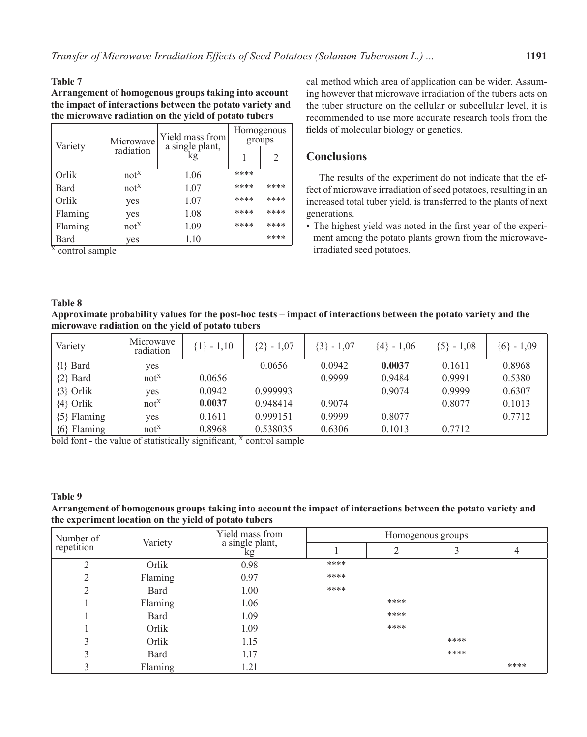**Table 7**

**Arrangement of homogenous groups taking into account the impact of interactions between the potato variety and the microwave radiation on the yield of potato tubers**

| Variety | Microwave radiation | Yield mass from a single plant, kg | Homogenous groups | |
|---|---|---|---|---|
| | | | 1 | 2 |
| Orlik | not[X] | 1.06 | **** | |
| Bard | not[X] | 1.07 | **** | **** |
| Orlik | yes | 1.07 | **** | **** |
| Flaming | yes | 1.08 | **** | **** |
| Flaming | not[X] | 1.09 | **** | **** |
| Bard | yes | 1.10 | | **** |

[X] control sample

cal method which area of application can be wider. Assuming however that microwave irradiation of the tubers acts on the tuber structure on the cellular or subcellular level, it is recommended to use more accurate research tools from the fields of molecular biology or genetics.

## Conclusions

The results of the experiment do not indicate that the effect of microwave irradiation of seed potatoes, resulting in an increased total tuber yield, is transferred to the plants of next generations.

- The highest yield was noted in the first year of the experiment among the potato plants grown from the microwave-irradiated seed potatoes.

**Table 8**

**Approximate probability values for the post-hoc tests – impact of interactions between the potato variety and the microwave radiation on the yield of potato tubers**

| Variety | Microwave radiation | {1} - 1,10 | {2} - 1,07 | {3} - 1,07 | {4} - 1,06 | {5} - 1,08 | {6} - 1,09 |
|---|---|---|---|---|---|---|---|
| {1} Bard | yes | | 0.0656 | 0.0942 | **0.0037** | 0.1611 | 0.8968 |
| {2} Bard | not[X] | 0.0656 | | 0.9999 | 0.9484 | 0.9991 | 0.5380 |
| {3} Orlik | yes | 0.0942 | 0.999993 | | 0.9074 | 0.9999 | 0.6307 |
| {4} Orlik | not[X] | **0.0037** | 0.948414 | 0.9074 | | 0.8077 | 0.1013 |
| {5} Flaming | yes | 0.1611 | 0.999151 | 0.9999 | 0.8077 | | 0.7712 |
| {6} Flaming | not[X] | 0.8968 | 0.538035 | 0.6306 | 0.1013 | 0.7712 | |

bold font - the value of statistically significant, [X] control sample

**Table 9**

**Arrangement of homogenous groups taking into account the impact of interactions between the potato variety and the experiment location on the yield of potato tubers**

| Number of repetition | Variety | Yield mass from a single plant, kg | Homogenous groups | | | |
|---|---|---|---|---|---|---|
| | | | 1 | 2 | 3 | 4 |
| 2 | Orlik | 0.98 | **** | | | |
| 2 | Flaming | 0.97 | **** | | | |
| 2 | Bard | 1.00 | **** | | | |
| 1 | Flaming | 1.06 | | **** | | |
| 1 | Bard | 1.09 | | **** | | |
| 1 | Orlik | 1.09 | | **** | | |
| 3 | Orlik | 1.15 | | | **** | |
| 3 | Bard | 1.17 | | | **** | |
| 3 | Flaming | 1.21 | | | | **** |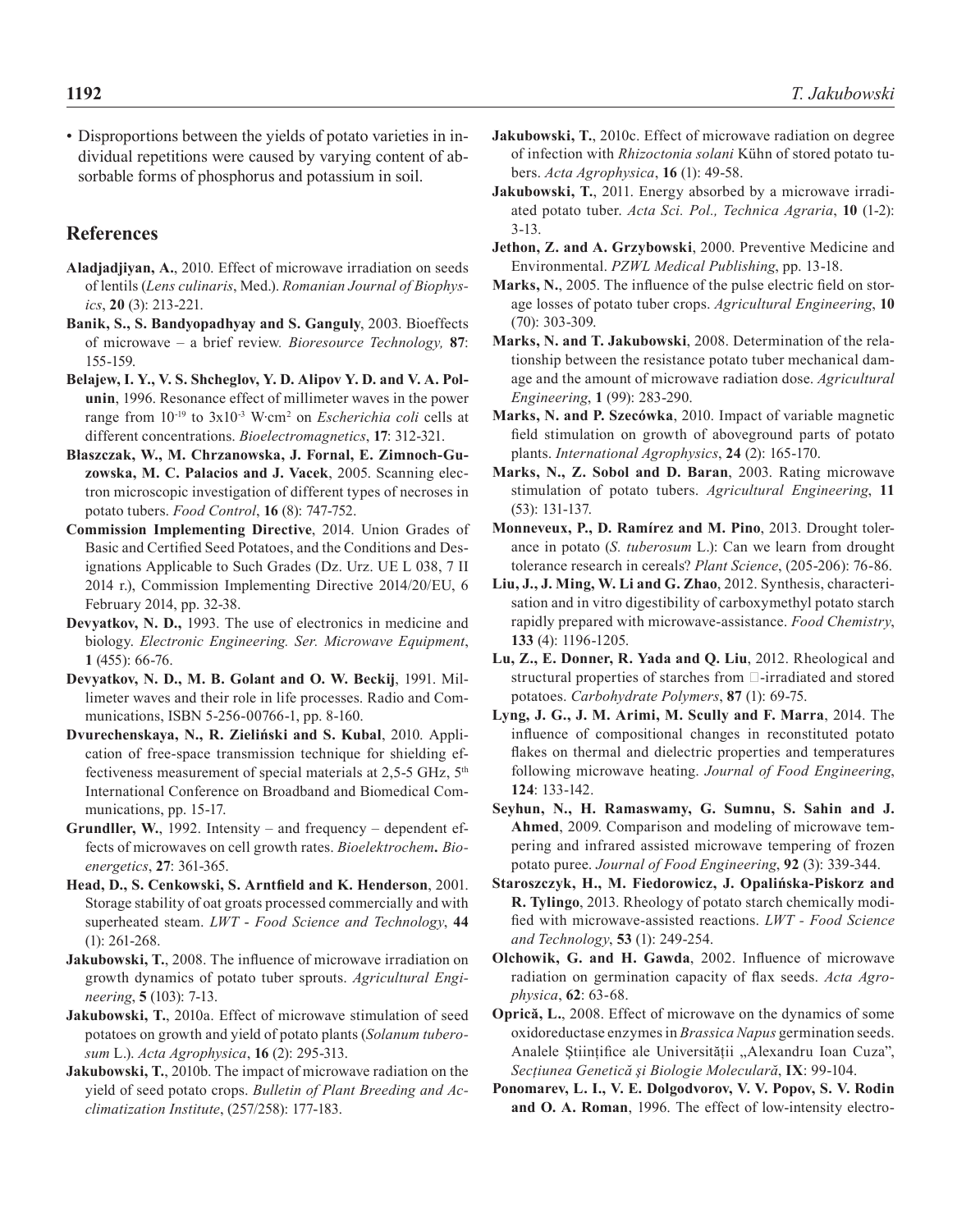- Disproportions between the yields of potato varieties in individual repetitions were caused by varying content of absorbable forms of phosphorus and potassium in soil.

## References

**Aladjadjiyan, A.**, 2010. Effect of microwave irradiation on seeds of lentils (*Lens culinaris*, Med.). *Romanian Journal of Biophysics*, **20** (3): 213-221.

**Banik, S., S. Bandyopadhyay and S. Ganguly**, 2003. Bioeffects of microwave – a brief review. *Bioresource Technology,* **87**: 155-159.

**Belajew, I. Y., V. S. Shcheglov, Y. D. Alipov Y. D. and V. A. Polunin**, 1996. Resonance effect of millimeter waves in the power range from $10^{-19}$ to $3 \times 10^{-3}$ W·cm$^{2}$ on *Escherichia coli* cells at different concentrations. *Bioelectromagnetics*, **17**: 312-321.

**Błaszczak, W., M. Chrzanowska, J. Fornal, E. Zimnoch-Guzowska, M. C. Palacios and J. Vacek**, 2005. Scanning electron microscopic investigation of different types of necroses in potato tubers. *Food Control*, **16** (8): 747-752.

**Commission Implementing Directive**, 2014. Union Grades of Basic and Certified Seed Potatoes, and the Conditions and Designations Applicable to Such Grades (Dz. Urz. UE L 038, 7 II 2014 r.), Commission Implementing Directive 2014/20/EU, 6 February 2014, pp. 32-38.

**Devyatkov, N. D.,** 1993. The use of electronics in medicine and biology. *Electronic Engineering. Ser. Microwave Equipment*, **1** (455): 66-76.

**Devyatkov, N. D., M. B. Golant and O. W. Beckij**, 1991. Millimeter waves and their role in life processes. Radio and Communications, ISBN 5-256-00766-1, pp. 8-160.

**Dvurechenskaya, N., R. Zieliński and S. Kubal**, 2010. Application of free-space transmission technique for shielding effectiveness measurement of special materials at 2,5-5 GHz, 5th International Conference on Broadband and Biomedical Communications, pp. 15-17.

**Grundller, W.**, 1992. Intensity – and frequency – dependent effects of microwaves on cell growth rates. *Bioelektrochem***.** *Bioenergetics*, **27**: 361-365.

**Head, D., S. Cenkowski, S. Arntfield and K. Henderson**, 2001. Storage stability of oat groats processed commercially and with superheated steam. *LWT - Food Science and Technology*, **44** (1): 261-268.

**Jakubowski, T.**, 2008. The influence of microwave irradiation on growth dynamics of potato tuber sprouts. *Agricultural Engineering*, **5** (103): 7-13.

**Jakubowski, T.**, 2010a. Effect of microwave stimulation of seed potatoes on growth and yield of potato plants (*Solanum tuberosum* L.). *Acta Agrophysica*, **16** (2): 295-313.

**Jakubowski, T.**, 2010b. The impact of microwave radiation on the yield of seed potato crops. *Bulletin of Plant Breeding and Acclimatization Institute*, (257/258): 177-183.

**Jakubowski, T.**, 2010c. Effect of microwave radiation on degree of infection with *Rhizoctonia solani* Kühn of stored potato tubers. *Acta Agrophysica*, **16** (1): 49-58.

**Jakubowski, T.**, 2011. Energy absorbed by a microwave irradiated potato tuber. *Acta Sci. Pol., Technica Agraria*, **10** (1-2): 3-13.

**Jethon, Z. and A. Grzybowski**, 2000. Preventive Medicine and Environmental. *PZWL Medical Publishing*, pp. 13-18.

**Marks, N.**, 2005. The influence of the pulse electric field on storage losses of potato tuber crops. *Agricultural Engineering*, **10** (70): 303-309.

**Marks, N. and T. Jakubowski**, 2008. Determination of the relationship between the resistance potato tuber mechanical damage and the amount of microwave radiation dose. *Agricultural Engineering*, **1** (99): 283-290.

**Marks, N. and P. Szecówka**, 2010. Impact of variable magnetic field stimulation on growth of aboveground parts of potato plants. *International Agrophysics*, **24** (2): 165-170.

**Marks, N., Z. Sobol and D. Baran**, 2003. Rating microwave stimulation of potato tubers. *Agricultural Engineering*, **11** (53): 131-137.

**Monneveux, P., D. Ramírez and M. Pino**, 2013. Drought tolerance in potato (*S. tuberosum* L.): Can we learn from drought tolerance research in cereals? *Plant Science*, (205-206): 76-86.

**Liu, J., J. Ming, W. Li and G. Zhao**, 2012. Synthesis, characterisation and in vitro digestibility of carboxymethyl potato starch rapidly prepared with microwave-assistance. *Food Chemistry*, **133** (4): 1196-1205.

**Lu, Z., E. Donner, R. Yada and Q. Liu**, 2012. Rheological and structural properties of starches from □-irradiated and stored potatoes. *Carbohydrate Polymers*, **87** (1): 69-75.

**Lyng, J. G., J. M. Arimi, M. Scully and F. Marra**, 2014. The influence of compositional changes in reconstituted potato flakes on thermal and dielectric properties and temperatures following microwave heating. *Journal of Food Engineering*, **124**: 133-142.

**Seyhun, N., H. Ramaswamy, G. Sumnu, S. Sahin and J. Ahmed**, 2009. Comparison and modeling of microwave tempering and infrared assisted microwave tempering of frozen potato puree. *Journal of Food Engineering*, **92** (3): 339-344.

**Staroszczyk, H., M. Fiedorowicz, J. Opalińska-Piskorz and R. Tylingo**, 2013. Rheology of potato starch chemically modified with microwave-assisted reactions. *LWT - Food Science and Technology*, **53** (1): 249-254.

**Olchowik, G. and H. Gawda**, 2002. Influence of microwave radiation on germination capacity of flax seeds. *Acta Agrophysica*, **62**: 63-68.

**Oprică, L.**, 2008. Effect of microwave on the dynamics of some oxidoreductase enzymes in *Brassica Napus* germination seeds. Analele Științifice ale Universității „Alexandru Ioan Cuza", *Secțiunea Genetică și Biologie Moleculară*, **IX**: 99-104.

**Ponomarev, L. I., V. E. Dolgodvorov, V. V. Popov, S. V. Rodin and O. A. Roman**, 1996. The effect of low-intensity electro-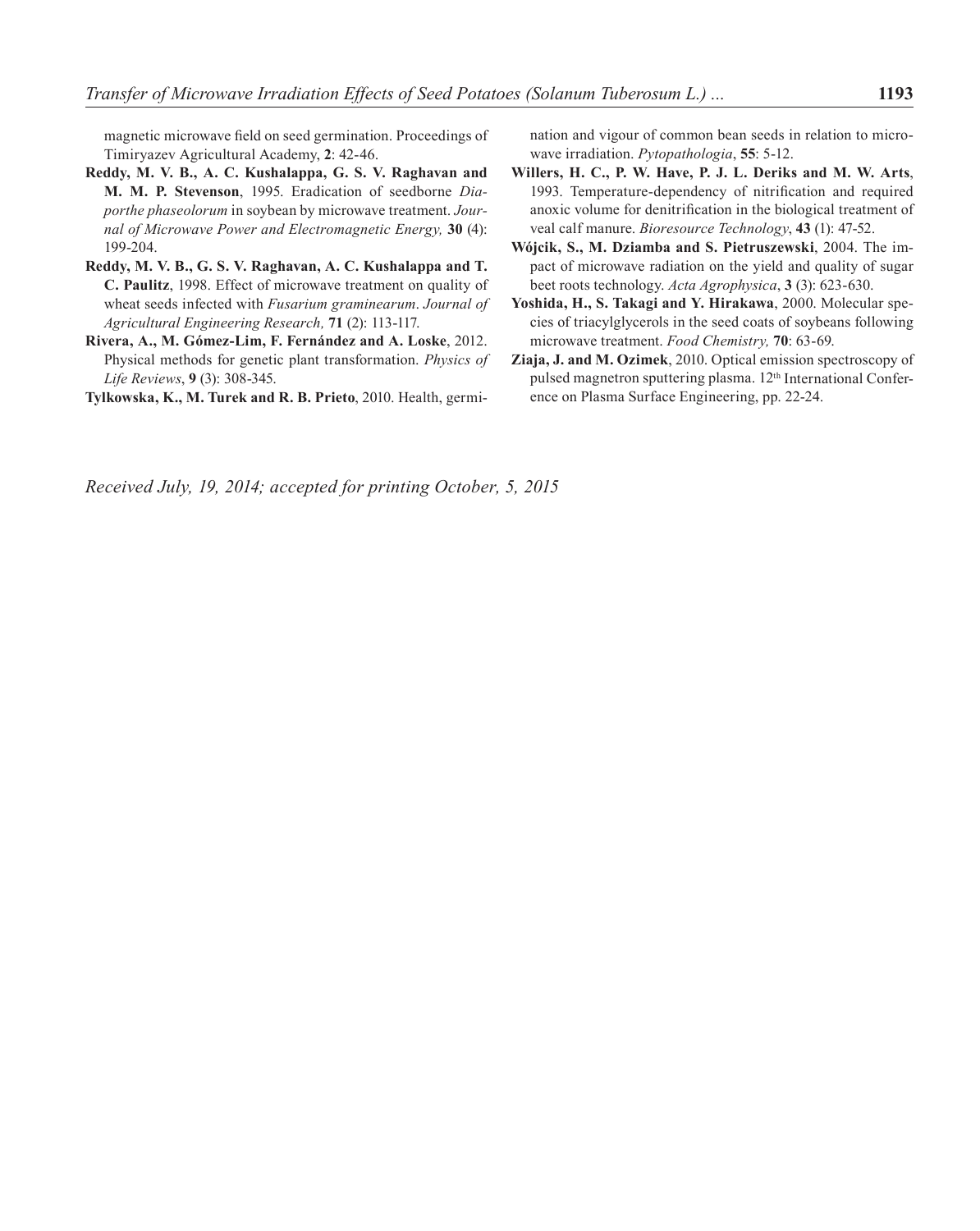magnetic microwave field on seed germination. Proceedings of Timiryazev Agricultural Academy, **2**: 42-46.

**Reddy, M. V. B., A. C. Kushalappa, G. S. V. Raghavan and M. M. P. Stevenson**, 1995. Eradication of seedborne *Diaporthe phaseolorum* in soybean by microwave treatment. *Journal of Microwave Power and Electromagnetic Energy,* **30** (4): 199-204.

**Reddy, M. V. B., G. S. V. Raghavan, A. C. Kushalappa and T. C. Paulitz**, 1998. Effect of microwave treatment on quality of wheat seeds infected with *Fusarium graminearum*. *Journal of Agricultural Engineering Research,* **71** (2): 113-117.

**Rivera, A., M. Gómez-Lim, F. Fernández and A. Loske**, 2012. Physical methods for genetic plant transformation. *Physics of Life Reviews*, **9** (3): 308-345.

**Tylkowska, K., M. Turek and R. B. Prieto**, 2010. Health, germination and vigour of common bean seeds in relation to microwave irradiation. *Pytopathologia*, **55**: 5-12.

**Willers, H. C., P. W. Have, P. J. L. Deriks and M. W. Arts**, 1993. Temperature-dependency of nitrification and required anoxic volume for denitrification in the biological treatment of veal calf manure. *Bioresource Technology*, **43** (1): 47-52.

**Wójcik, S., M. Dziamba and S. Pietruszewski**, 2004. The impact of microwave radiation on the yield and quality of sugar beet roots technology. *Acta Agrophysica*, **3** (3): 623-630.

**Yoshida, H., S. Takagi and Y. Hirakawa**, 2000. Molecular species of triacylglycerols in the seed coats of soybeans following microwave treatment. *Food Chemistry,* **70**: 63-69.

**Ziaja, J. and M. Ozimek**, 2010. Optical emission spectroscopy of pulsed magnetron sputtering plasma. 12th International Conference on Plasma Surface Engineering, pp. 22-24.

*Received July, 19, 2014; accepted for printing October, 5, 2015*